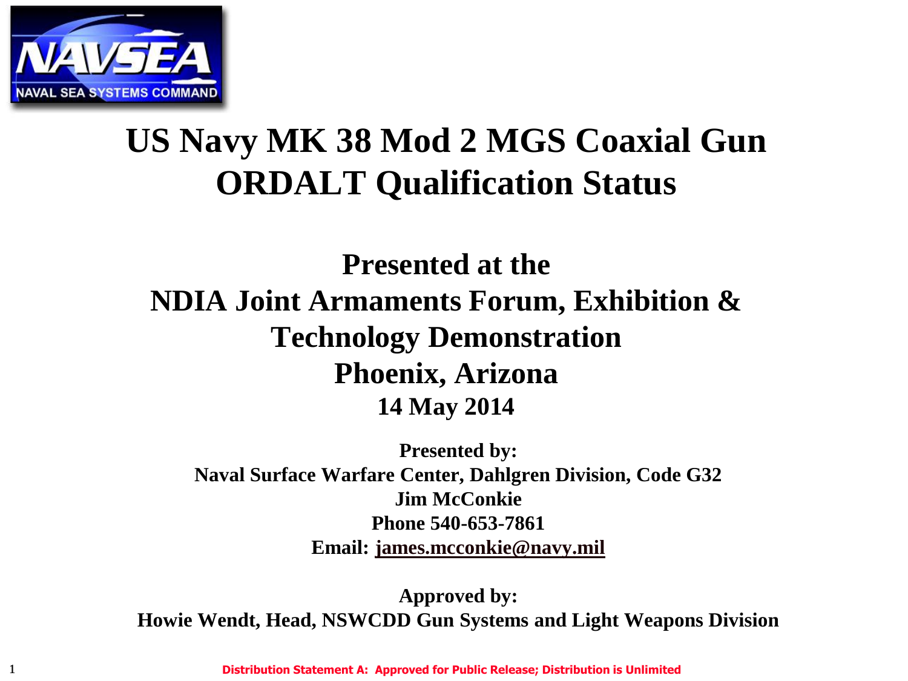# US Navy MK 38 Mod 2 MGS Coaxial Gun ORDALT Qualification Status

## Presented at the NDIA Joint Armaments Forum, Exhibition & Technology Demonstration Phoenix, Arizona

**14 May 2014**

**Presented by:**
**Naval Surface Warfare Center, Dahlgren Division, Code G32**
**Jim McConkie**
**Phone 540-653-7861**
**Email: james.mcconkie@navy.mil**

**Approved by:**
**Howie Wendt, Head, NSWCDD Gun Systems and Light Weapons Division**

**Distribution Statement A: Approved for Public Release; Distribution is Unlimited**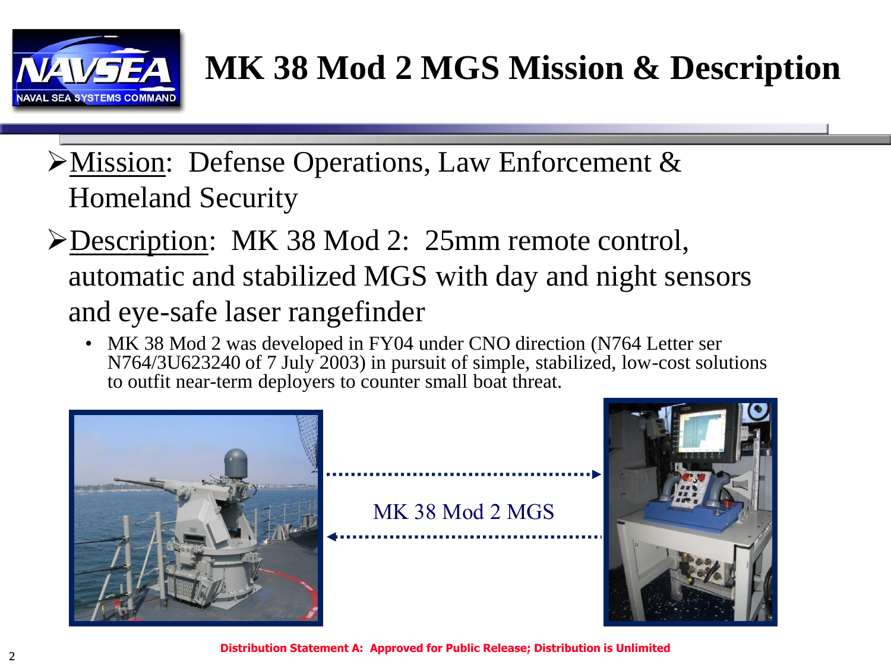# MK 38 Mod 2 MGS Mission & Description

- Mission: Defense Operations, Law Enforcement & Homeland Security
- Description: MK 38 Mod 2: 25mm remote control, automatic and stabilized MGS with day and night sensors and eye-safe laser rangefinder
  - MK 38 Mod 2 was developed in FY04 under CNO direction (N764 Letter ser N764/3U623240 of 7 July 2003) in pursuit of simple, stabilized, low-cost solutions to outfit near-term deployers to counter small boat threat.

MK 38 Mod 2 MGS

**Distribution Statement A: Approved for Public Release; Distribution is Unlimited**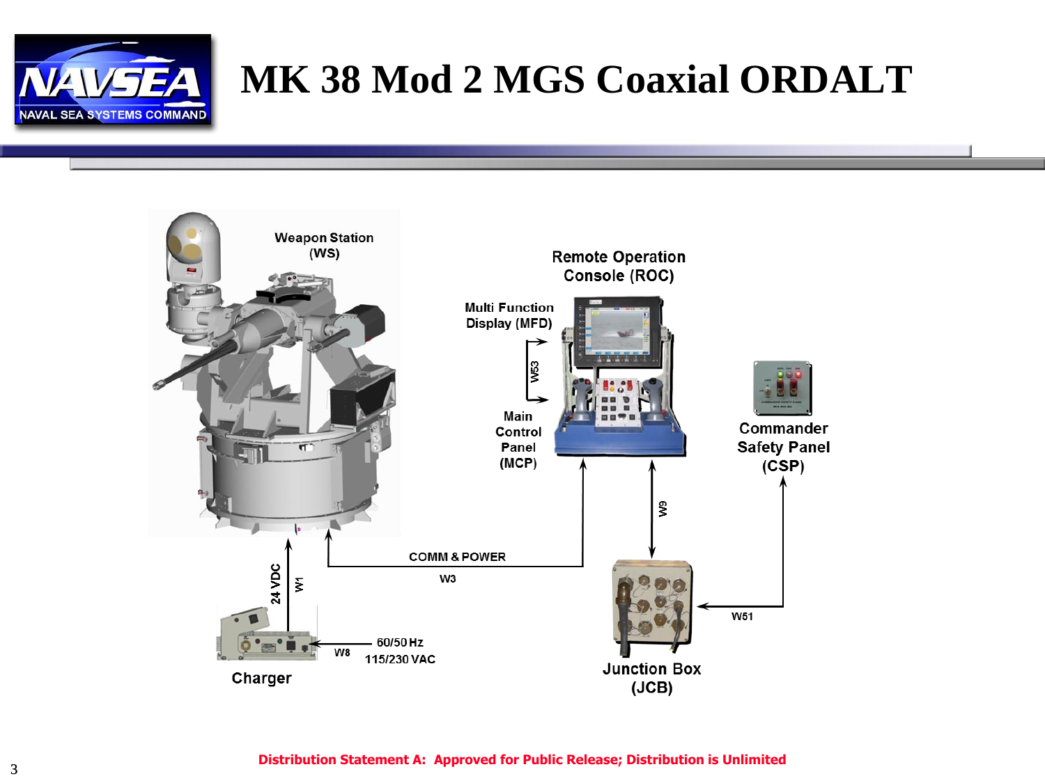# MK 38 Mod 2 MGS Coaxial ORDALT

Weapon Station (WS)

Remote Operation Console (ROC)

Multi Function Display (MFD)

W53

Main Control Panel (MCP)

Commander Safety Panel (CSP)

W9

COMM & POWER

W3

24 VDC

W1

W51

Charger

W8

60/50 Hz

115/230 VAC

Junction Box (JCB)

Distribution Statement A: Approved for Public Release; Distribution is Unlimited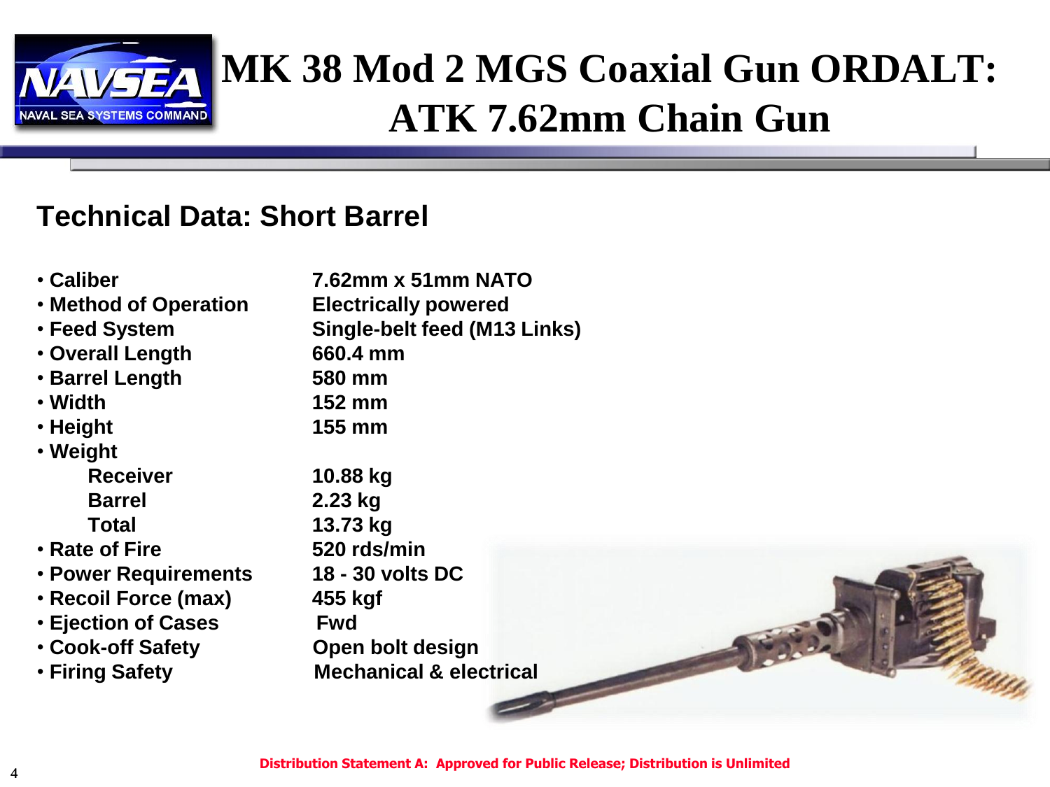# MK 38 Mod 2 MGS Coaxial Gun ORDALT: ATK 7.62mm Chain Gun

## Technical Data: Short Barrel

| | |
|---|---|
| • Caliber | 7.62mm x 51mm NATO |
| • Method of Operation | Electrically powered |
| • Feed System | Single-belt feed (M13 Links) |
| • Overall Length | 660.4 mm |
| • Barrel Length | 580 mm |
| • Width | 152 mm |
| • Height | 155 mm |
| • Weight | |
| Receiver | 10.88 kg |
| Barrel | 2.23 kg |
| Total | 13.73 kg |
| • Rate of Fire | 520 rds/min |
| • Power Requirements | 18 - 30 volts DC |
| • Recoil Force (max) | 455 kgf |
| • Ejection of Cases | Fwd |
| • Cook-off Safety | Open bolt design |
| • Firing Safety | Mechanical & electrical |

Distribution Statement A: Approved for Public Release; Distribution is Unlimited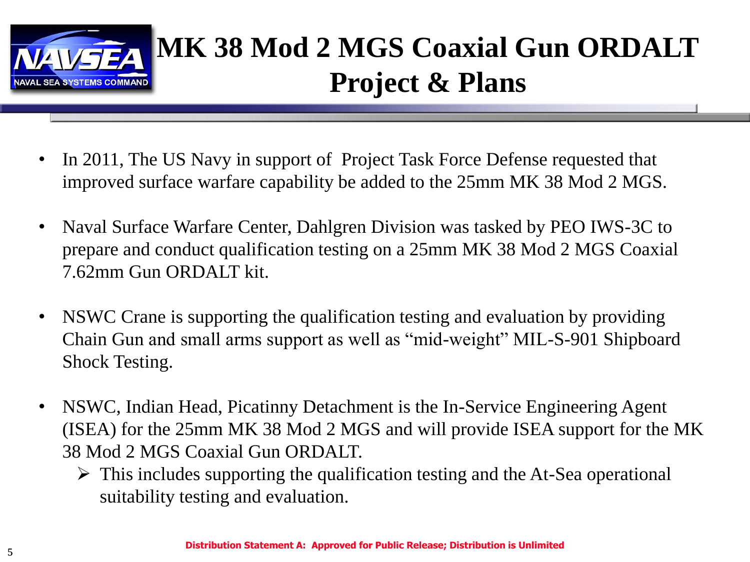# MK 38 Mod 2 MGS Coaxial Gun ORDALT Project & Plans

- In 2011, The US Navy in support of Project Task Force Defense requested that improved surface warfare capability be added to the 25mm MK 38 Mod 2 MGS.
- Naval Surface Warfare Center, Dahlgren Division was tasked by PEO IWS-3C to prepare and conduct qualification testing on a 25mm MK 38 Mod 2 MGS Coaxial 7.62mm Gun ORDALT kit.
- NSWC Crane is supporting the qualification testing and evaluation by providing Chain Gun and small arms support as well as "mid-weight" MIL-S-901 Shipboard Shock Testing.
- NSWC, Indian Head, Picatinny Detachment is the In-Service Engineering Agent (ISEA) for the 25mm MK 38 Mod 2 MGS and will provide ISEA support for the MK 38 Mod 2 MGS Coaxial Gun ORDALT.
  - This includes supporting the qualification testing and the At-Sea operational suitability testing and evaluation.

**Distribution Statement A: Approved for Public Release; Distribution is Unlimited**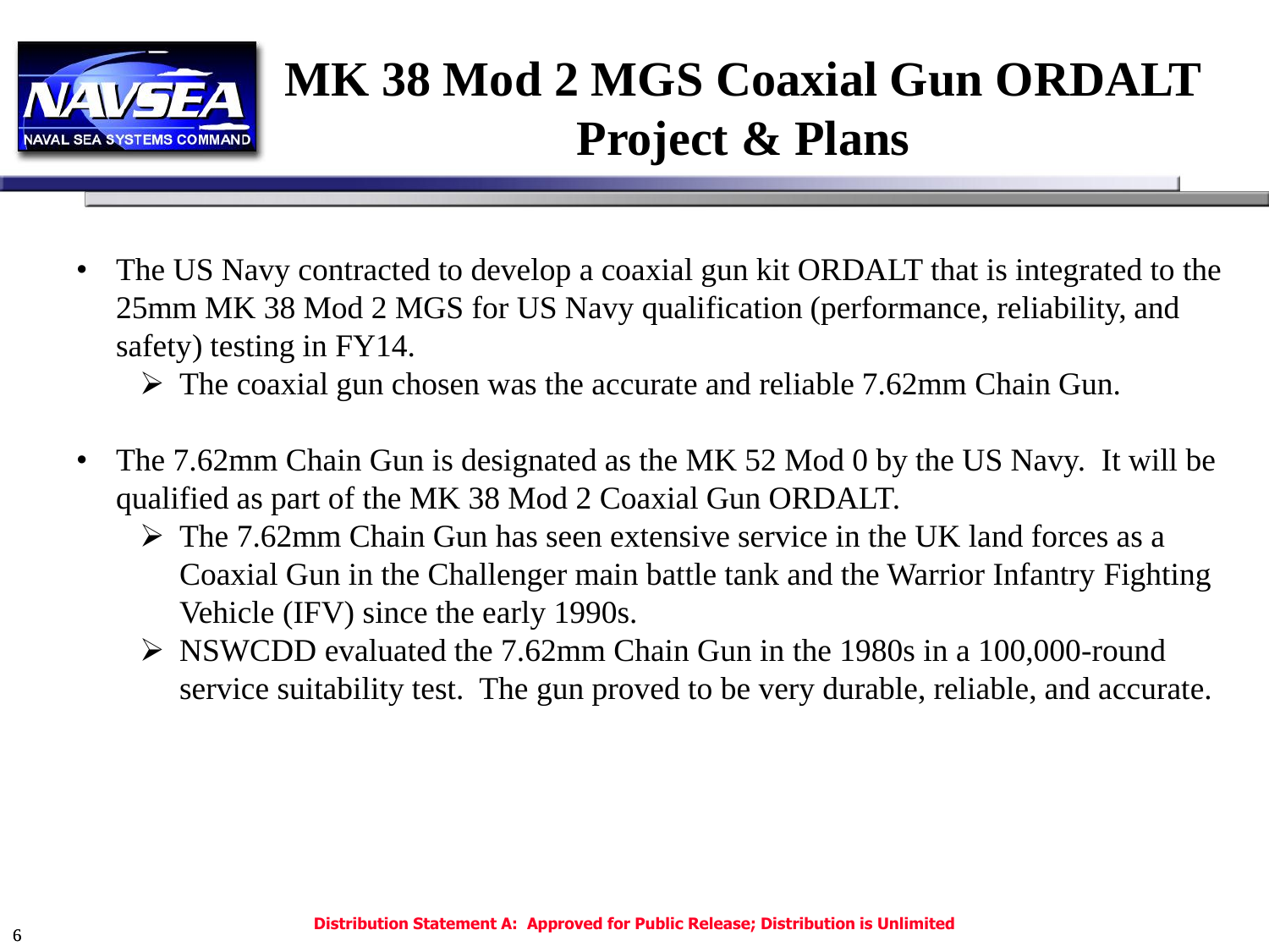# MK 38 Mod 2 MGS Coaxial Gun ORDALT Project & Plans

- The US Navy contracted to develop a coaxial gun kit ORDALT that is integrated to the 25mm MK 38 Mod 2 MGS for US Navy qualification (performance, reliability, and safety) testing in FY14.
  - The coaxial gun chosen was the accurate and reliable 7.62mm Chain Gun.

- The 7.62mm Chain Gun is designated as the MK 52 Mod 0 by the US Navy. It will be qualified as part of the MK 38 Mod 2 Coaxial Gun ORDALT.
  - The 7.62mm Chain Gun has seen extensive service in the UK land forces as a Coaxial Gun in the Challenger main battle tank and the Warrior Infantry Fighting Vehicle (IFV) since the early 1990s.
  - NSWCDD evaluated the 7.62mm Chain Gun in the 1980s in a 100,000-round service suitability test. The gun proved to be very durable, reliable, and accurate.

**Distribution Statement A: Approved for Public Release; Distribution is Unlimited**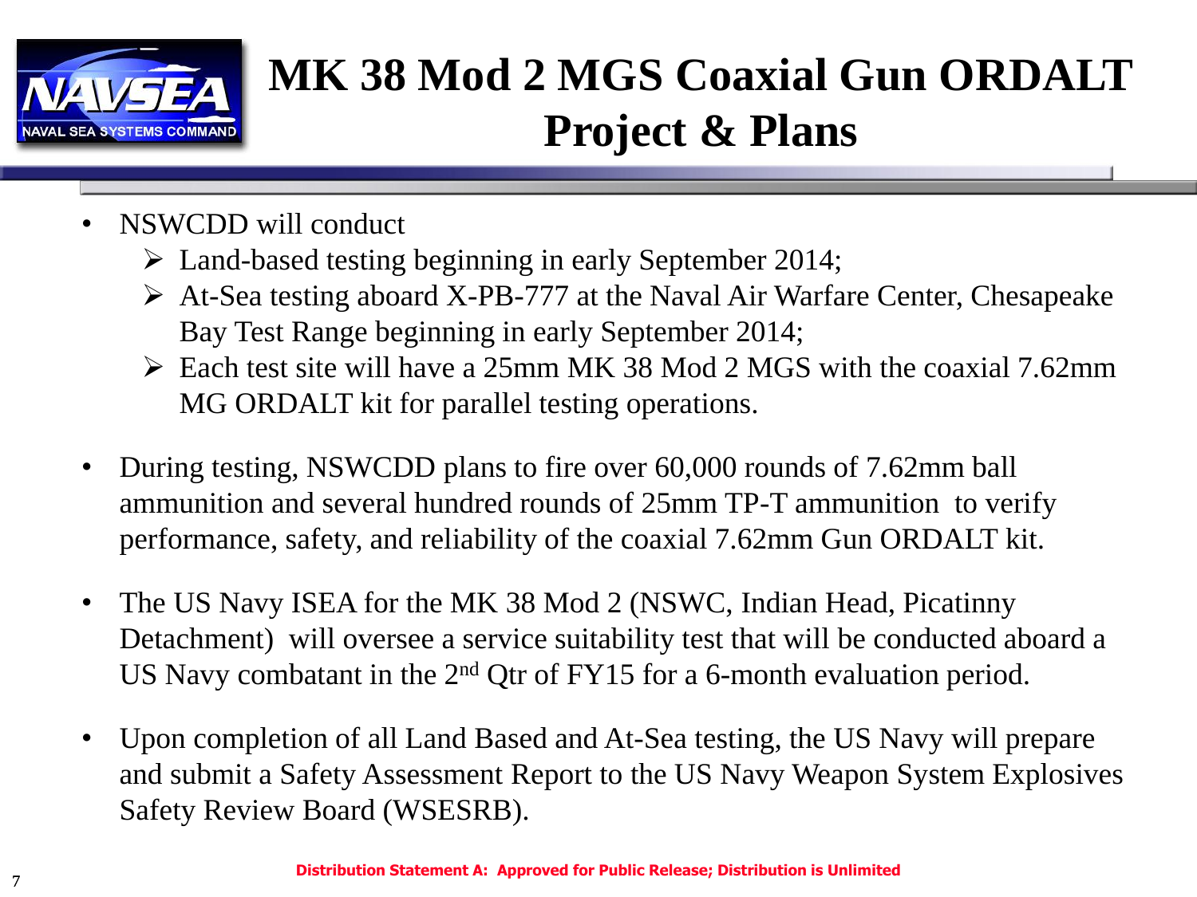# MK 38 Mod 2 MGS Coaxial Gun ORDALT Project & Plans

- NSWCDD will conduct
  - Land-based testing beginning in early September 2014;
  - At-Sea testing aboard X-PB-777 at the Naval Air Warfare Center, Chesapeake Bay Test Range beginning in early September 2014;
  - Each test site will have a 25mm MK 38 Mod 2 MGS with the coaxial 7.62mm MG ORDALT kit for parallel testing operations.

- During testing, NSWCDD plans to fire over 60,000 rounds of 7.62mm ball ammunition and several hundred rounds of 25mm TP-T ammunition to verify performance, safety, and reliability of the coaxial 7.62mm Gun ORDALT kit.

- The US Navy ISEA for the MK 38 Mod 2 (NSWC, Indian Head, Picatinny Detachment) will oversee a service suitability test that will be conducted aboard a US Navy combatant in the 2nd Qtr of FY15 for a 6-month evaluation period.

- Upon completion of all Land Based and At-Sea testing, the US Navy will prepare and submit a Safety Assessment Report to the US Navy Weapon System Explosives Safety Review Board (WSESRB).

**Distribution Statement A: Approved for Public Release; Distribution is Unlimited**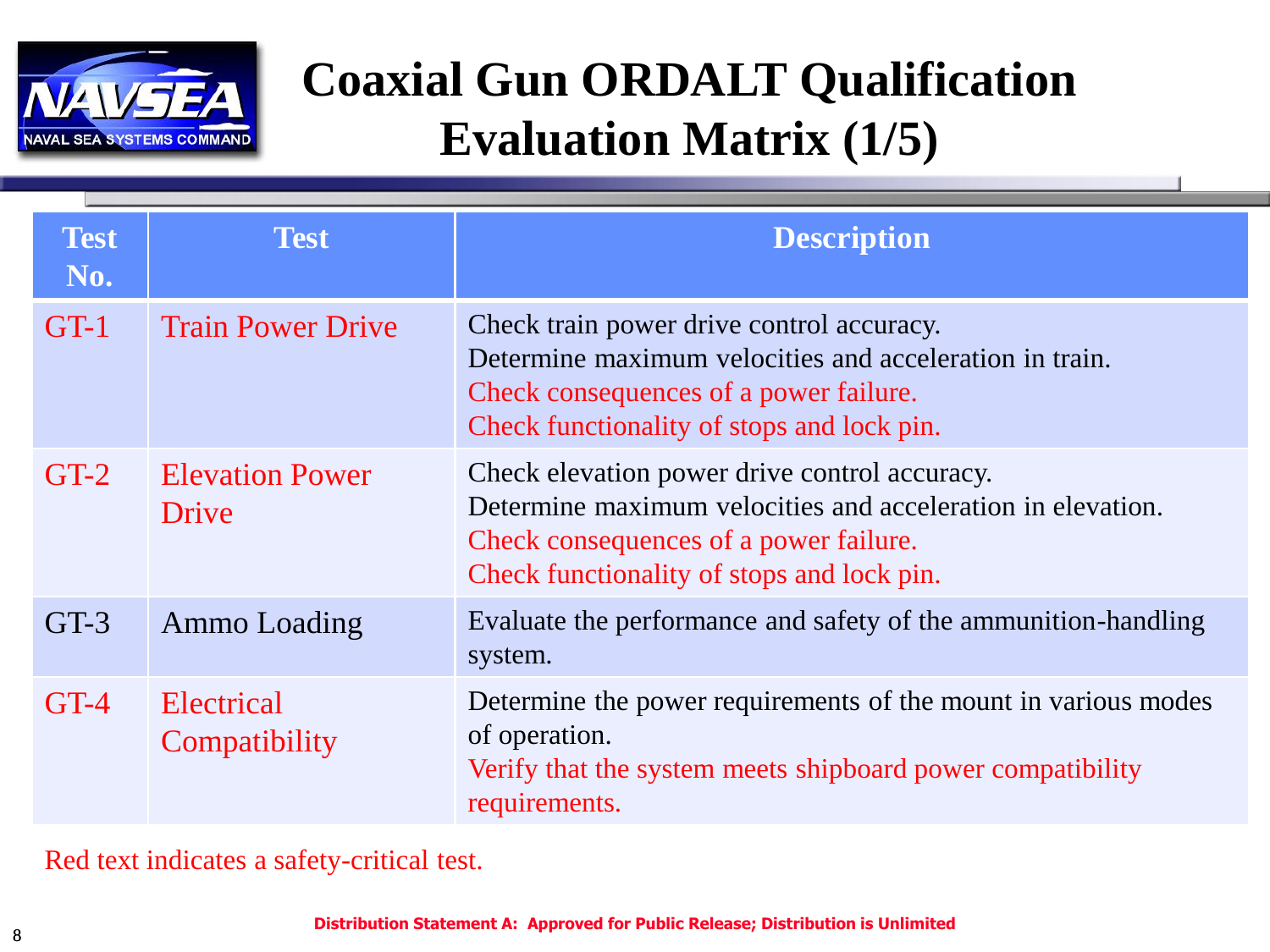# Coaxial Gun ORDALT Qualification Evaluation Matrix (1/5)

| Test No. | Test | Description |
|---|---|---|
| GT-1 | Train Power Drive | Check train power drive control accuracy.<br>Determine maximum velocities and acceleration in train.<br>Check consequences of a power failure.<br>Check functionality of stops and lock pin. |
| GT-2 | Elevation Power Drive | Check elevation power drive control accuracy.<br>Determine maximum velocities and acceleration in elevation.<br>Check consequences of a power failure.<br>Check functionality of stops and lock pin. |
| GT-3 | Ammo Loading | Evaluate the performance and safety of the ammunition-handling system. |
| GT-4 | Electrical Compatibility | Determine the power requirements of the mount in various modes of operation.<br>Verify that the system meets shipboard power compatibility requirements. |

Red text indicates a safety-critical test.

**Distribution Statement A: Approved for Public Release; Distribution is Unlimited**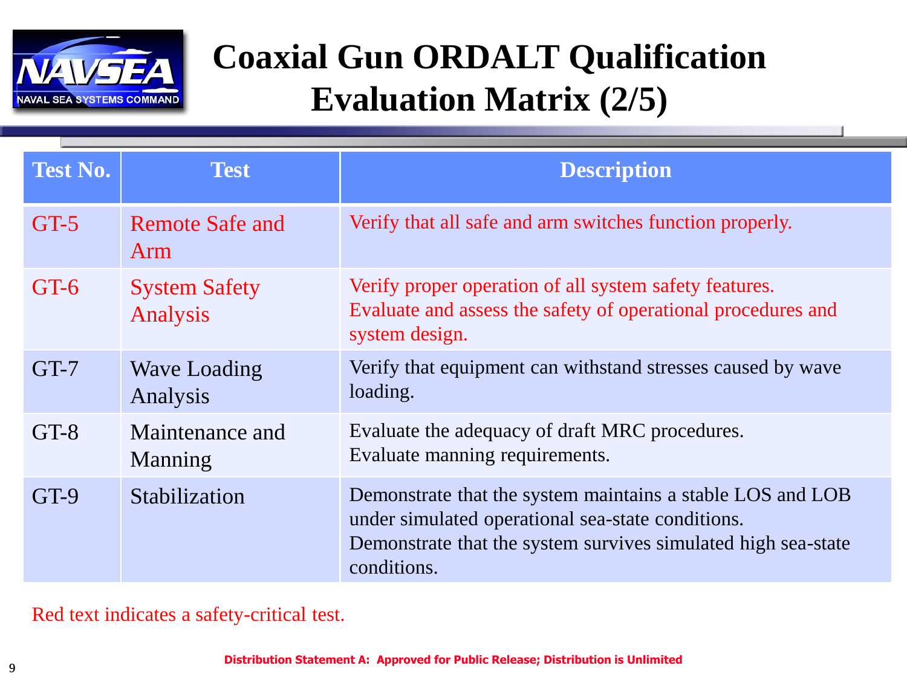# Coaxial Gun ORDALT Qualification Evaluation Matrix (2/5)

| Test No. | Test | Description |
|---|---|---|
| GT-5 | Remote Safe and Arm | Verify that all safe and arm switches function properly. |
| GT-6 | System Safety Analysis | Verify proper operation of all system safety features. Evaluate and assess the safety of operational procedures and system design. |
| GT-7 | Wave Loading Analysis | Verify that equipment can withstand stresses caused by wave loading. |
| GT-8 | Maintenance and Manning | Evaluate the adequacy of draft MRC procedures. Evaluate manning requirements. |
| GT-9 | Stabilization | Demonstrate that the system maintains a stable LOS and LOB under simulated operational sea-state conditions. Demonstrate that the system survives simulated high sea-state conditions. |

Red text indicates a safety-critical test.

**Distribution Statement A: Approved for Public Release; Distribution is Unlimited**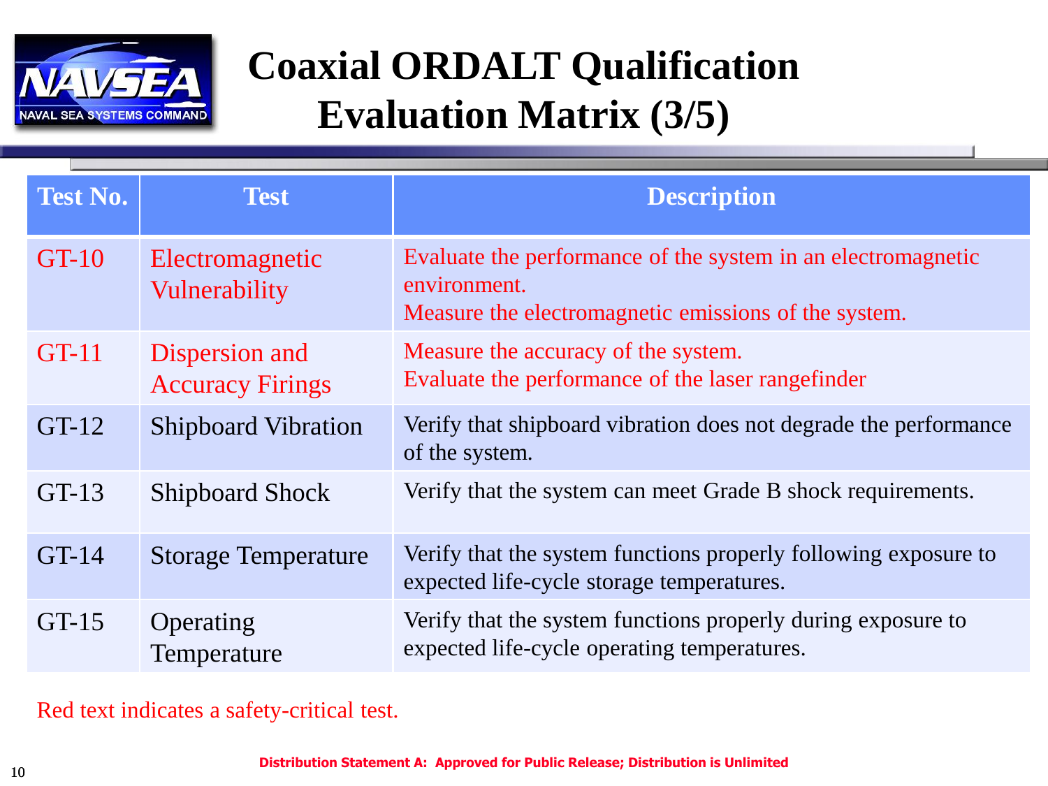# Coaxial ORDALT Qualification Evaluation Matrix (3/5)

| Test No. | Test | Description |
|---|---|---|
| GT-10 | Electromagnetic Vulnerability | Evaluate the performance of the system in an electromagnetic environment. Measure the electromagnetic emissions of the system. |
| GT-11 | Dispersion and Accuracy Firings | Measure the accuracy of the system. Evaluate the performance of the laser rangefinder |
| GT-12 | Shipboard Vibration | Verify that shipboard vibration does not degrade the performance of the system. |
| GT-13 | Shipboard Shock | Verify that the system can meet Grade B shock requirements. |
| GT-14 | Storage Temperature | Verify that the system functions properly following exposure to expected life-cycle storage temperatures. |
| GT-15 | Operating Temperature | Verify that the system functions properly during exposure to expected life-cycle operating temperatures. |

Red text indicates a safety-critical test.

**Distribution Statement A: Approved for Public Release; Distribution is Unlimited**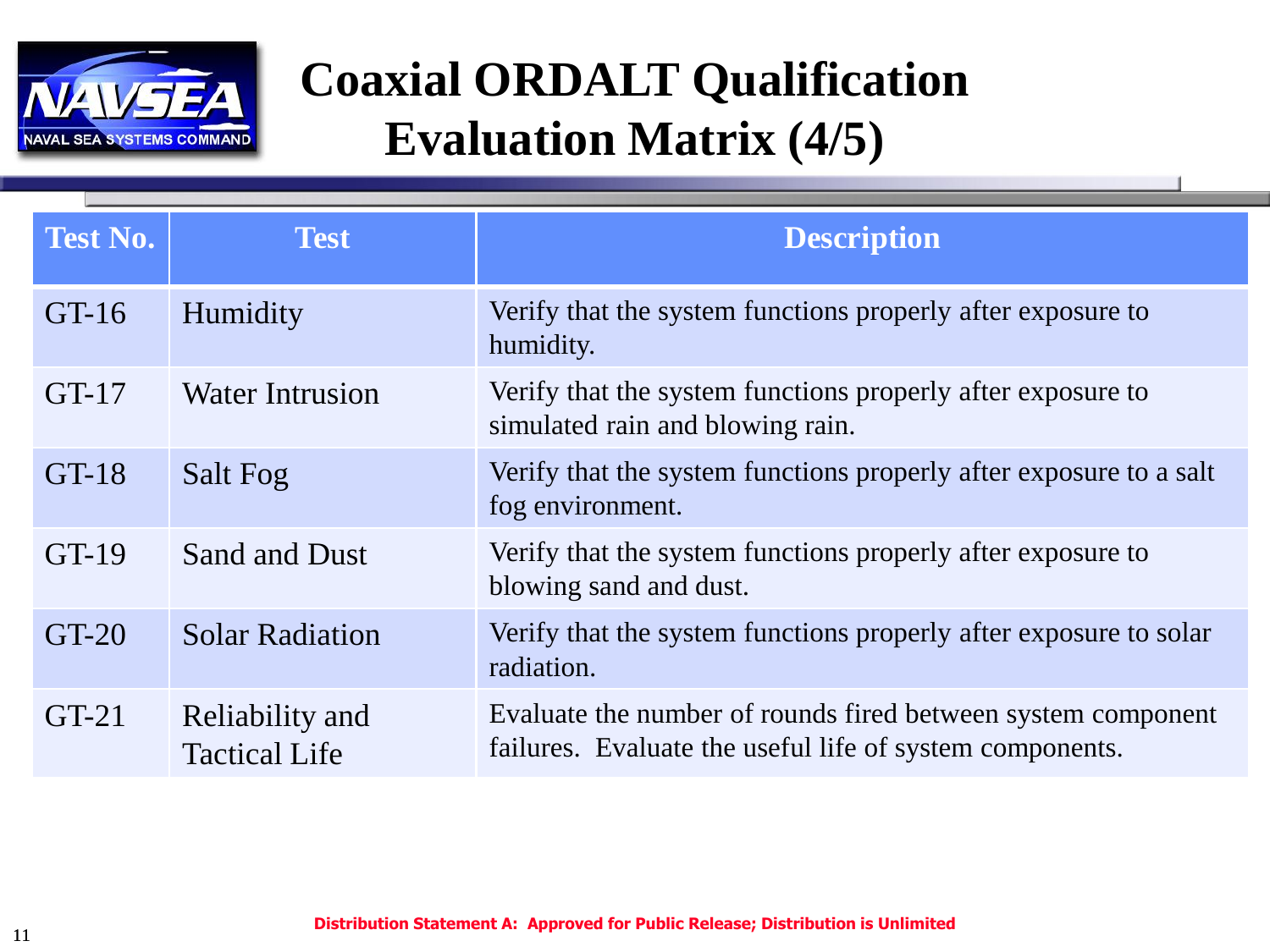# Coaxial ORDALT Qualification Evaluation Matrix (4/5)

| Test No. | Test | Description |
|---|---|---|
| GT-16 | Humidity | Verify that the system functions properly after exposure to humidity. |
| GT-17 | Water Intrusion | Verify that the system functions properly after exposure to simulated rain and blowing rain. |
| GT-18 | Salt Fog | Verify that the system functions properly after exposure to a salt fog environment. |
| GT-19 | Sand and Dust | Verify that the system functions properly after exposure to blowing sand and dust. |
| GT-20 | Solar Radiation | Verify that the system functions properly after exposure to solar radiation. |
| GT-21 | Reliability and Tactical Life | Evaluate the number of rounds fired between system component failures. Evaluate the useful life of system components. |

**Distribution Statement A: Approved for Public Release; Distribution is Unlimited**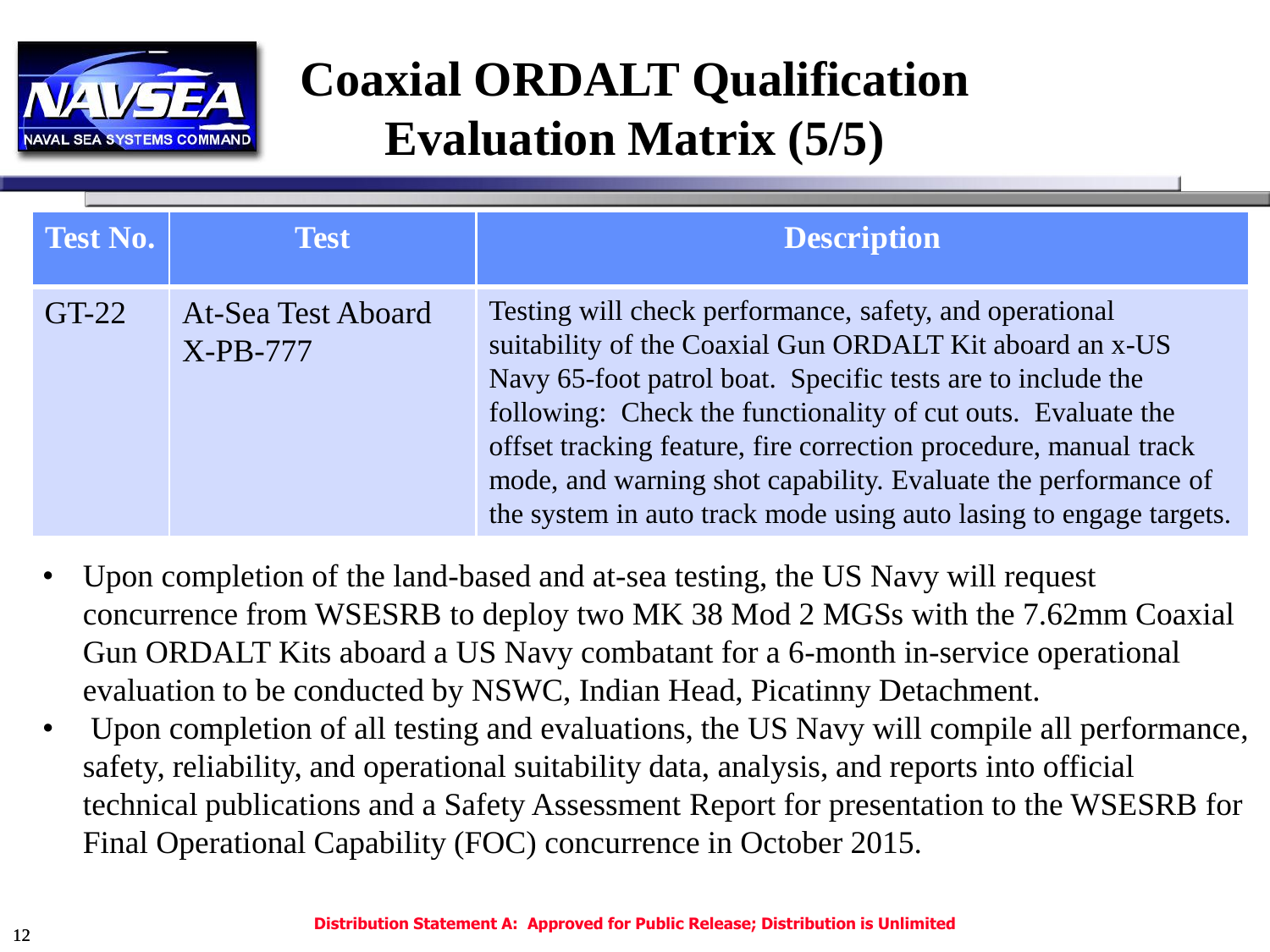# Coaxial ORDALT Qualification Evaluation Matrix (5/5)

| Test No. | Test | Description |
|---|---|---|
| GT-22 | At-Sea Test Aboard X-PB-777 | Testing will check performance, safety, and operational suitability of the Coaxial Gun ORDALT Kit aboard an x-US Navy 65-foot patrol boat. Specific tests are to include the following: Check the functionality of cut outs. Evaluate the offset tracking feature, fire correction procedure, manual track mode, and warning shot capability. Evaluate the performance of the system in auto track mode using auto lasing to engage targets. |

- Upon completion of the land-based and at-sea testing, the US Navy will request concurrence from WSESRB to deploy two MK 38 Mod 2 MGSs with the 7.62mm Coaxial Gun ORDALT Kits aboard a US Navy combatant for a 6-month in-service operational evaluation to be conducted by NSWC, Indian Head, Picatinny Detachment.
- Upon completion of all testing and evaluations, the US Navy will compile all performance, safety, reliability, and operational suitability data, analysis, and reports into official technical publications and a Safety Assessment Report for presentation to the WSESRB for Final Operational Capability (FOC) concurrence in October 2015.

Distribution Statement A: Approved for Public Release; Distribution is Unlimited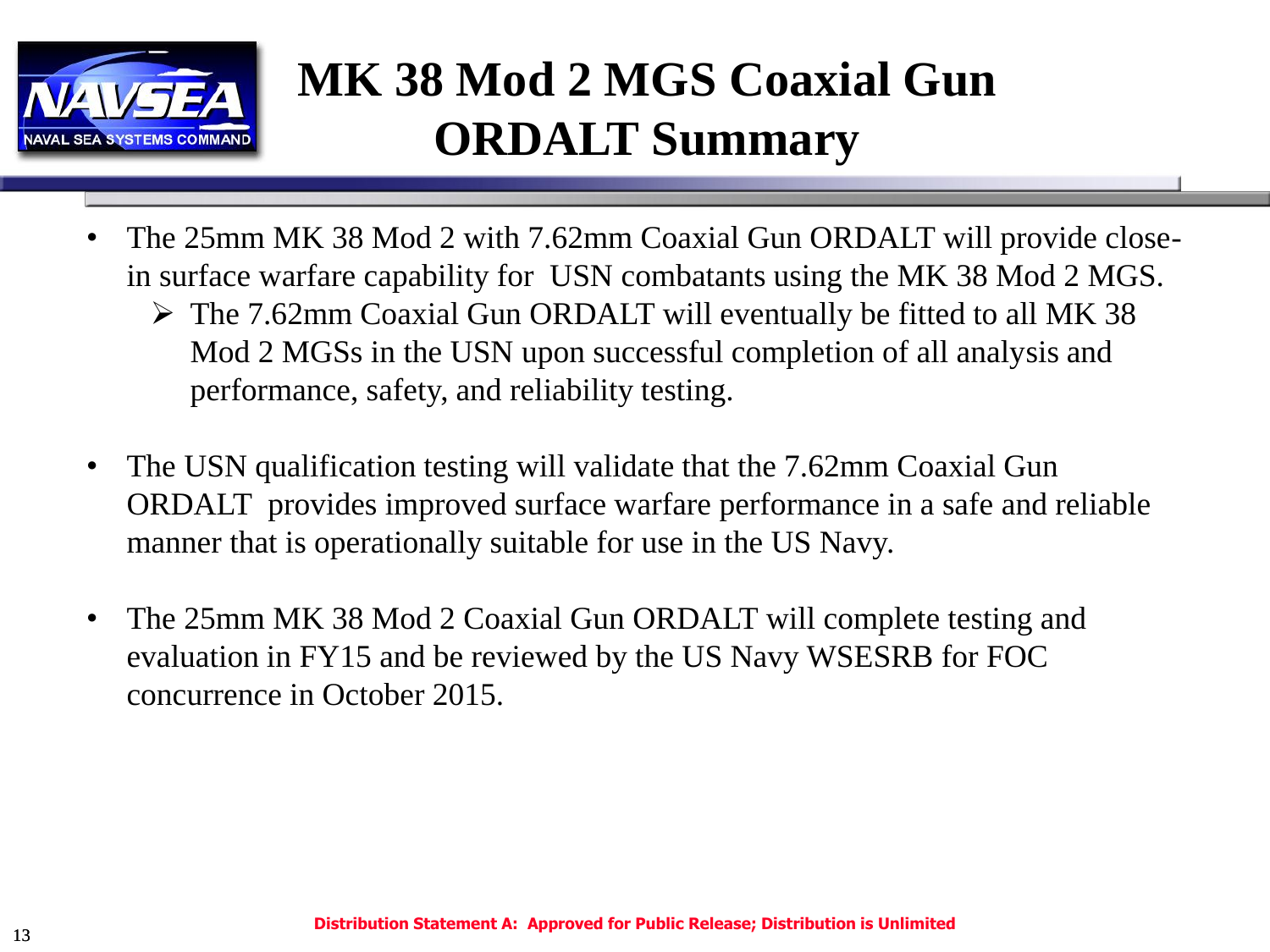# MK 38 Mod 2 MGS Coaxial Gun ORDALT Summary

- The 25mm MK 38 Mod 2 with 7.62mm Coaxial Gun ORDALT will provide close-in surface warfare capability for USN combatants using the MK 38 Mod 2 MGS.
  - The 7.62mm Coaxial Gun ORDALT will eventually be fitted to all MK 38 Mod 2 MGSs in the USN upon successful completion of all analysis and performance, safety, and reliability testing.
- The USN qualification testing will validate that the 7.62mm Coaxial Gun ORDALT provides improved surface warfare performance in a safe and reliable manner that is operationally suitable for use in the US Navy.
- The 25mm MK 38 Mod 2 Coaxial Gun ORDALT will complete testing and evaluation in FY15 and be reviewed by the US Navy WSESRB for FOC concurrence in October 2015.

**Distribution Statement A: Approved for Public Release; Distribution is Unlimited**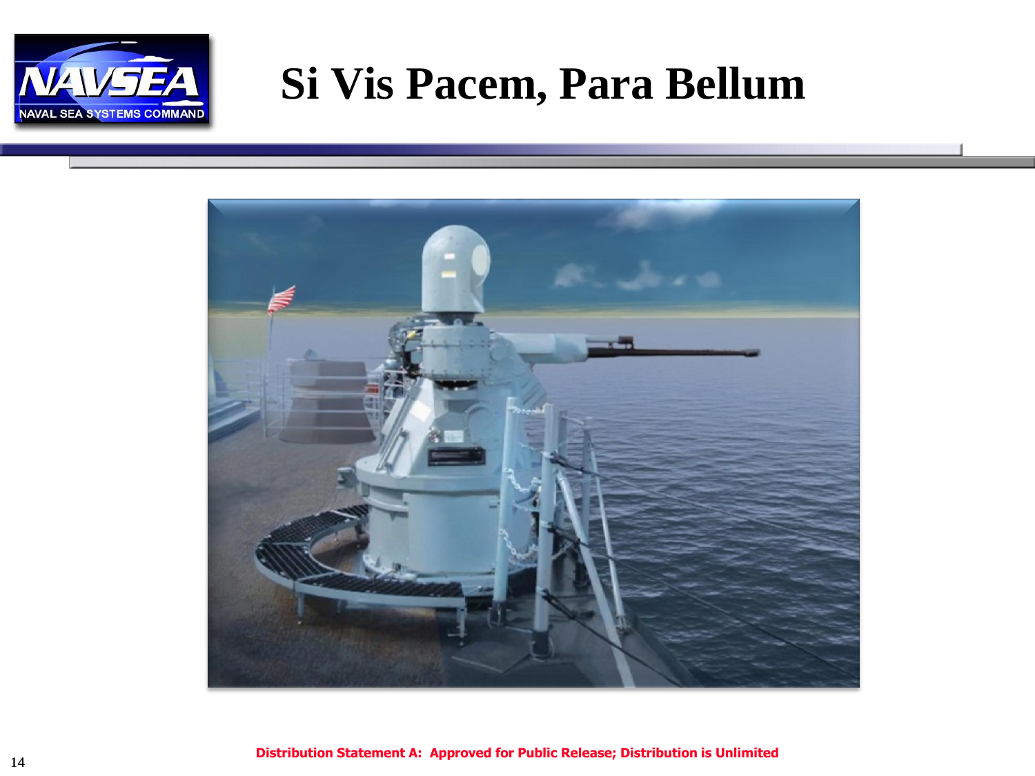# Si Vis Pacem, Para Bellum

**Distribution Statement A: Approved for Public Release; Distribution is Unlimited**